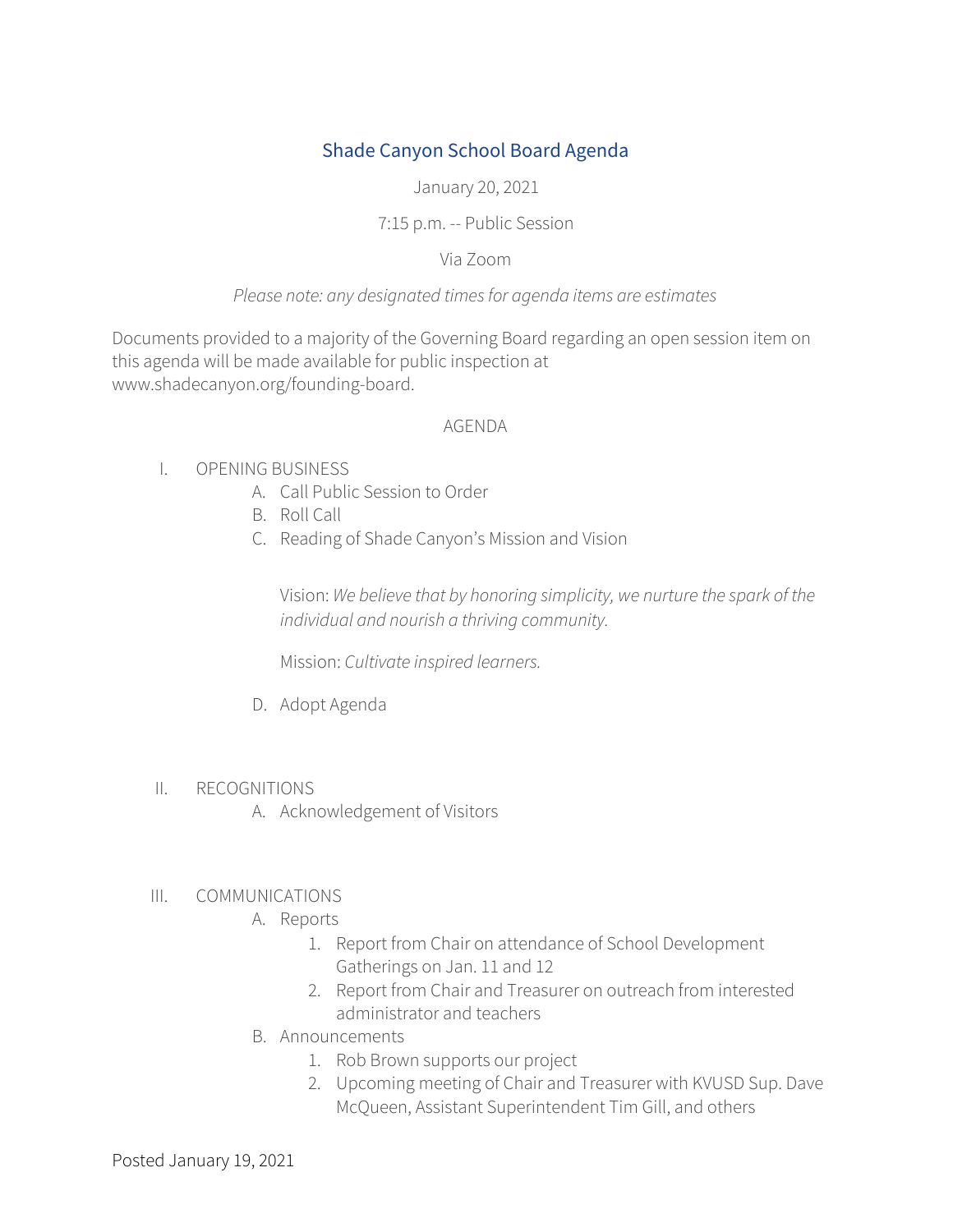# Shade Canyon School Board Agenda

January 20, 2021

7:15 p.m. -- Public Session

Via Zoom

*Please note: any designated times for agenda items are estimates*

Documents provided to a majority of the Governing Board regarding an open session item on this agenda will be made available for public inspection at www.shadecanyon.org/founding-board.

AGENDA

I. OPENING BUSINESS
   A. Call Public Session to Order
   B. Roll Call
   C. Reading of Shade Canyon's Mission and Vision

      Vision: *We believe that by honoring simplicity, we nurture the spark of the individual and nourish a thriving community.*

      Mission: *Cultivate inspired learners.*

   D. Adopt Agenda

II. RECOGNITIONS
   A. Acknowledgement of Visitors

III. COMMUNICATIONS
   A. Reports
      1. Report from Chair on attendance of School Development Gatherings on Jan. 11 and 12
      2. Report from Chair and Treasurer on outreach from interested administrator and teachers
   B. Announcements
      1. Rob Brown supports our project
      2. Upcoming meeting of Chair and Treasurer with KVUSD Sup. Dave McQueen, Assistant Superintendent Tim Gill, and others

Posted January 19, 2021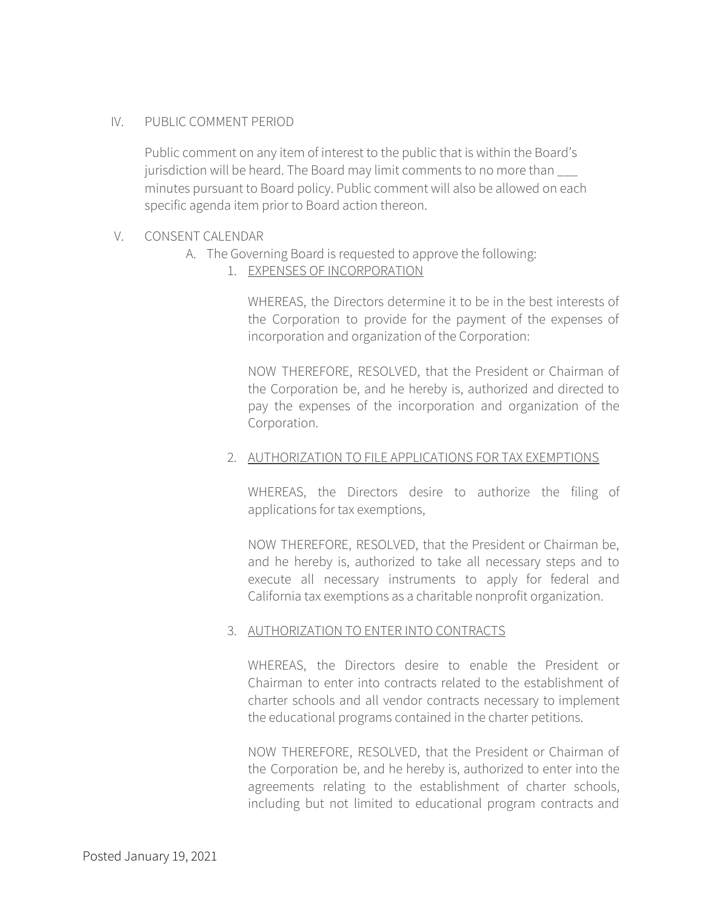IV. PUBLIC COMMENT PERIOD

Public comment on any item of interest to the public that is within the Board's jurisdiction will be heard. The Board may limit comments to no more than ___ minutes pursuant to Board policy. Public comment will also be allowed on each specific agenda item prior to Board action thereon.

V. CONSENT CALENDAR

A. The Governing Board is requested to approve the following:

1. <u>EXPENSES OF INCORPORATION</u>

WHEREAS, the Directors determine it to be in the best interests of the Corporation to provide for the payment of the expenses of incorporation and organization of the Corporation:

NOW THEREFORE, RESOLVED, that the President or Chairman of the Corporation be, and he hereby is, authorized and directed to pay the expenses of the incorporation and organization of the Corporation.

2. <u>AUTHORIZATION TO FILE APPLICATIONS FOR TAX EXEMPTIONS</u>

WHEREAS, the Directors desire to authorize the filing of applications for tax exemptions,

NOW THEREFORE, RESOLVED, that the President or Chairman be, and he hereby is, authorized to take all necessary steps and to execute all necessary instruments to apply for federal and California tax exemptions as a charitable nonprofit organization.

3. <u>AUTHORIZATION TO ENTER INTO CONTRACTS</u>

WHEREAS, the Directors desire to enable the President or Chairman to enter into contracts related to the establishment of charter schools and all vendor contracts necessary to implement the educational programs contained in the charter petitions.

NOW THEREFORE, RESOLVED, that the President or Chairman of the Corporation be, and he hereby is, authorized to enter into the agreements relating to the establishment of charter schools, including but not limited to educational program contracts and

Posted January 19, 2021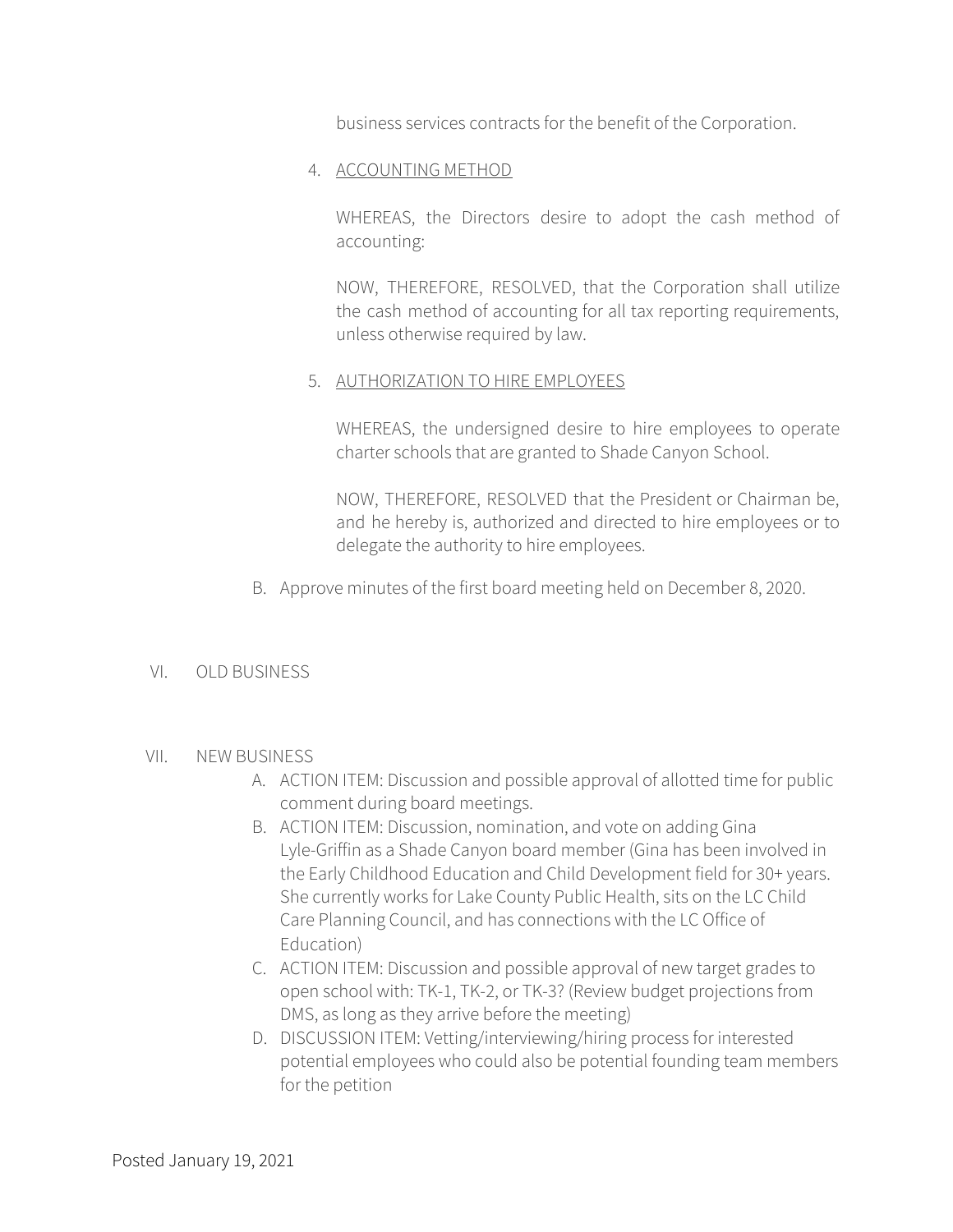business services contracts for the benefit of the Corporation.

4. ACCOUNTING METHOD

   WHEREAS, the Directors desire to adopt the cash method of accounting:

   NOW, THEREFORE, RESOLVED, that the Corporation shall utilize the cash method of accounting for all tax reporting requirements, unless otherwise required by law.

5. AUTHORIZATION TO HIRE EMPLOYEES

   WHEREAS, the undersigned desire to hire employees to operate charter schools that are granted to Shade Canyon School.

   NOW, THEREFORE, RESOLVED that the President or Chairman be, and he hereby is, authorized and directed to hire employees or to delegate the authority to hire employees.

B. Approve minutes of the first board meeting held on December 8, 2020.

VI. OLD BUSINESS

VII. NEW BUSINESS

A. ACTION ITEM: Discussion and possible approval of allotted time for public comment during board meetings.
B. ACTION ITEM: Discussion, nomination, and vote on adding Gina Lyle-Griffin as a Shade Canyon board member (Gina has been involved in the Early Childhood Education and Child Development field for 30+ years. She currently works for Lake County Public Health, sits on the LC Child Care Planning Council, and has connections with the LC Office of Education)
C. ACTION ITEM: Discussion and possible approval of new target grades to open school with: TK-1, TK-2, or TK-3? (Review budget projections from DMS, as long as they arrive before the meeting)
D. DISCUSSION ITEM: Vetting/interviewing/hiring process for interested potential employees who could also be potential founding team members for the petition

Posted January 19, 2021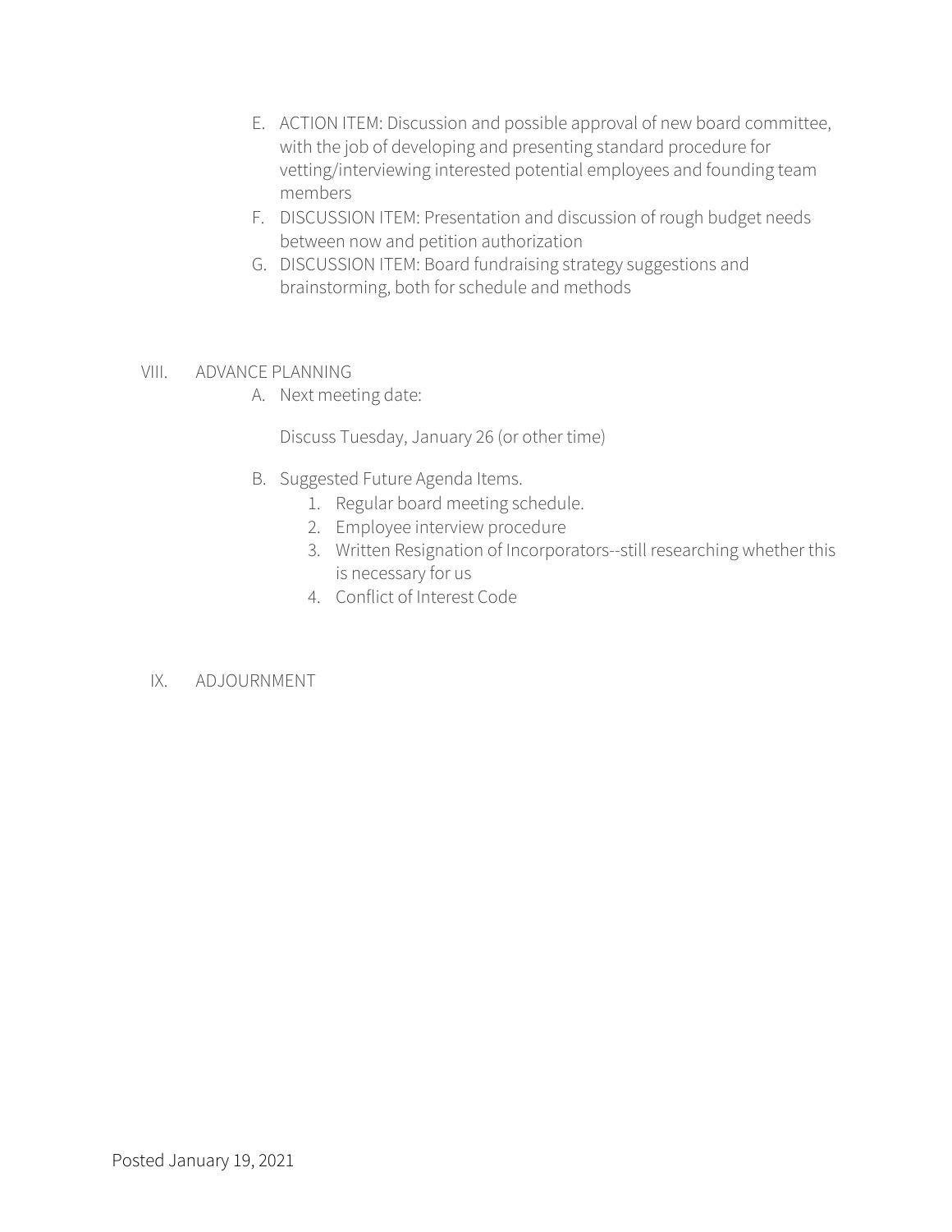E. ACTION ITEM: Discussion and possible approval of new board committee, with the job of developing and presenting standard procedure for vetting/interviewing interested potential employees and founding team members

F. DISCUSSION ITEM: Presentation and discussion of rough budget needs between now and petition authorization

G. DISCUSSION ITEM: Board fundraising strategy suggestions and brainstorming, both for schedule and methods

VIII. ADVANCE PLANNING

A. Next meeting date:

Discuss Tuesday, January 26 (or other time)

B. Suggested Future Agenda Items.

1. Regular board meeting schedule.
2. Employee interview procedure
3. Written Resignation of Incorporators--still researching whether this is necessary for us
4. Conflict of Interest Code

IX. ADJOURNMENT

Posted January 19, 2021